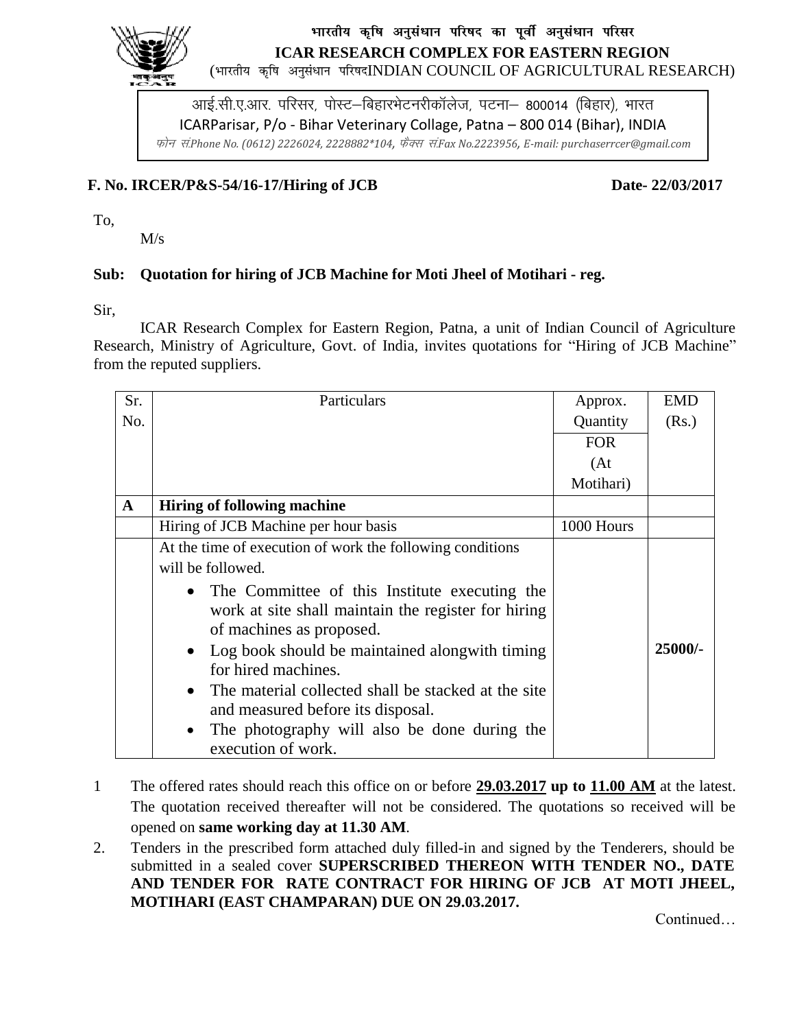**भारतीय कृषि अनुसंधान परिषद का पूर्वी अनुसंधान परिसर**

**ICAR RESEARCH COMPLEX FOR EASTERN REGION**

(भारतीय कृषि अनुसंधान परिषदINDIAN COUNCIL OF AGRICULTURAL RESEARCH)

आई.सी.ए.आर. परिसर, पोस्ट–बिहारभेटनरीकॉलेज, पटना– 800014 (बिहार), भारत

ICARParisar, P/o - Bihar Veterinary Collage, Patna – 800 014 (Bihar), INDIA

*फोन सं.Phone No. (0612) 2226024, 2228882*104, फैक्स सं.Fax No.2223956, E-mail: purchaserrcer@gmail.com*

**F. No. IRCER/P&S-54/16-17/Hiring of JCB** **Date- 22/03/2017**

To,

M/s

**Sub: Quotation for hiring of JCB Machine for Moti Jheel of Motihari - reg.**

Sir,

ICAR Research Complex for Eastern Region, Patna, a unit of Indian Council of Agriculture Research, Ministry of Agriculture, Govt. of India, invites quotations for "Hiring of JCB Machine" from the reputed suppliers.

| Sr. No. | Particulars | Approx. Quantity FOR (At Motihari) | EMD (Rs.) |
|---|---|---|---|
| **A** | **Hiring of following machine** | | |
| | Hiring of JCB Machine per hour basis | 1000 Hours | |
| | At the time of execution of work the following conditions will be followed.<br>• The Committee of this Institute executing the work at site shall maintain the register for hiring of machines as proposed.<br>• Log book should be maintained alongwith timing for hired machines.<br>• The material collected shall be stacked at the site and measured before its disposal.<br>• The photography will also be done during the execution of work. | | **25000/-** |

1. The offered rates should reach this office on or before **29.03.2017 up to 11.00 AM** at the latest. The quotation received thereafter will not be considered. The quotations so received will be opened on **same working day at 11.30 AM**.
2. Tenders in the prescribed form attached duly filled-in and signed by the Tenderers, should be submitted in a sealed cover **SUPERSCRIBED THEREON WITH TENDER NO., DATE AND TENDER FOR RATE CONTRACT FOR HIRING OF JCB AT MOTI JHEEL, MOTIHARI (EAST CHAMPARAN) DUE ON 29.03.2017.**

Continued…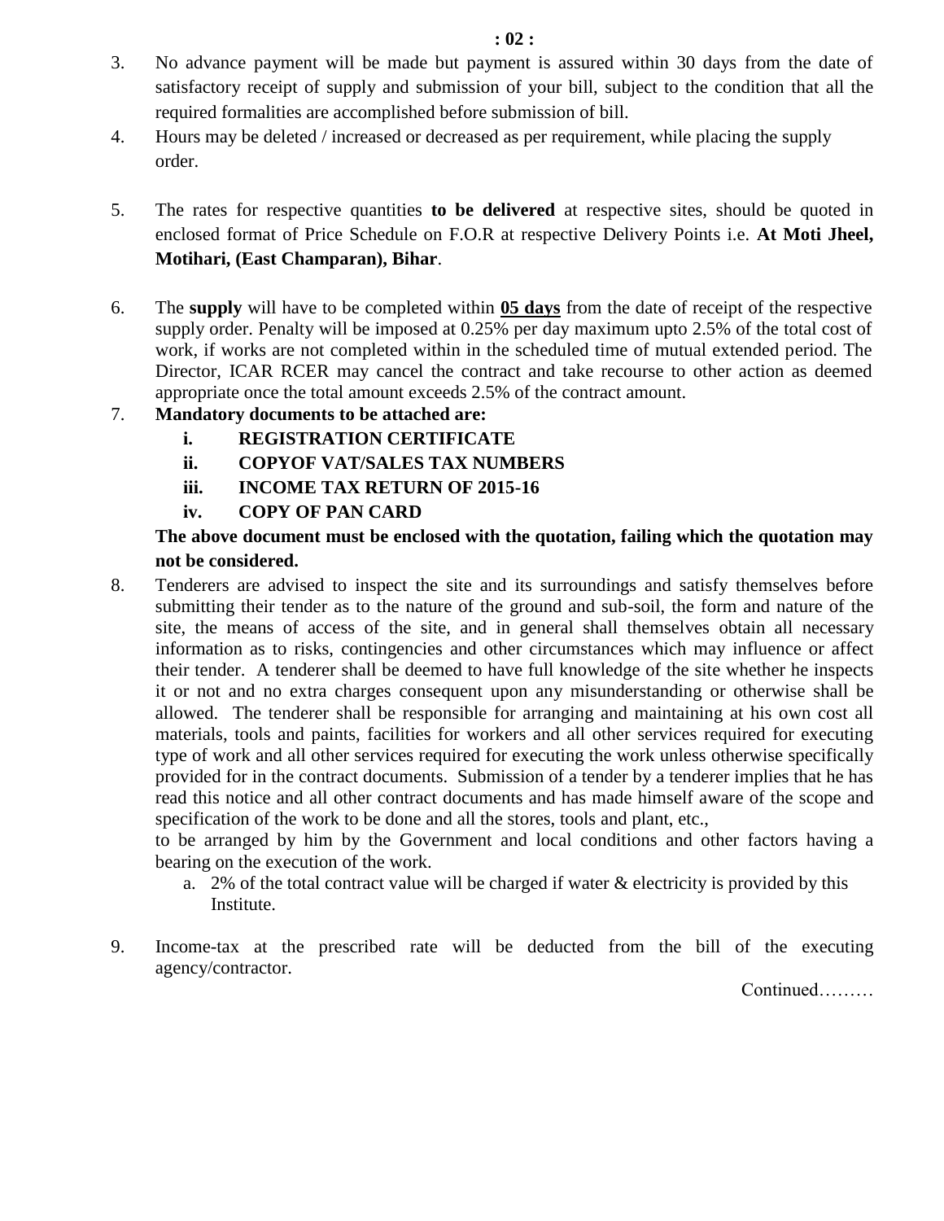3. No advance payment will be made but payment is assured within 30 days from the date of satisfactory receipt of supply and submission of your bill, subject to the condition that all the required formalities are accomplished before submission of bill.

4. Hours may be deleted / increased or decreased as per requirement, while placing the supply order.

5. The rates for respective quantities **to be delivered** at respective sites, should be quoted in enclosed format of Price Schedule on F.O.R at respective Delivery Points i.e. **At Moti Jheel, Motihari, (East Champaran), Bihar**.

6. The **supply** will have to be completed within **<u>05 days</u>** from the date of receipt of the respective supply order. Penalty will be imposed at 0.25% per day maximum upto 2.5% of the total cost of work, if works are not completed within in the scheduled time of mutual extended period. The Director, ICAR RCER may cancel the contract and take recourse to other action as deemed appropriate once the total amount exceeds 2.5% of the contract amount.

7. **Mandatory documents to be attached are:**
   - **i. REGISTRATION CERTIFICATE**
   - **ii. COPYOF VAT/SALES TAX NUMBERS**
   - **iii. INCOME TAX RETURN OF 2015-16**
   - **iv. COPY OF PAN CARD**

   **The above document must be enclosed with the quotation, failing which the quotation may not be considered.**

8. Tenderers are advised to inspect the site and its surroundings and satisfy themselves before submitting their tender as to the nature of the ground and sub-soil, the form and nature of the site, the means of access of the site, and in general shall themselves obtain all necessary information as to risks, contingencies and other circumstances which may influence or affect their tender. A tenderer shall be deemed to have full knowledge of the site whether he inspects it or not and no extra charges consequent upon any misunderstanding or otherwise shall be allowed. The tenderer shall be responsible for arranging and maintaining at his own cost all materials, tools and paints, facilities for workers and all other services required for executing type of work and all other services required for executing the work unless otherwise specifically provided for in the contract documents. Submission of a tender by a tenderer implies that he has read this notice and all other contract documents and has made himself aware of the scope and specification of the work to be done and all the stores, tools and plant, etc.,
   to be arranged by him by the Government and local conditions and other factors having a bearing on the execution of the work.
   a. 2% of the total contract value will be charged if water & electricity is provided by this Institute.

9. Income-tax at the prescribed rate will be deducted from the bill of the executing agency/contractor.

Continued………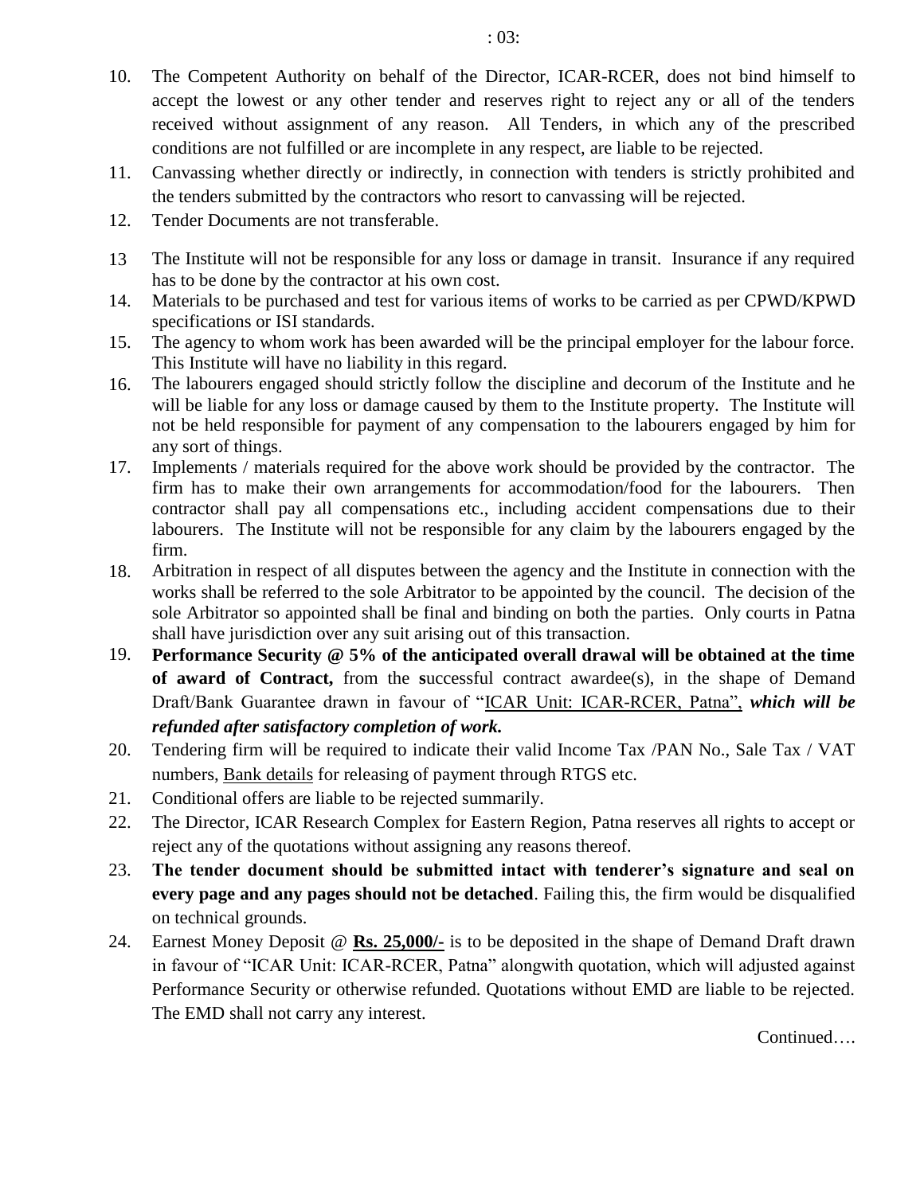10. The Competent Authority on behalf of the Director, ICAR-RCER, does not bind himself to accept the lowest or any other tender and reserves right to reject any or all of the tenders received without assignment of any reason. All Tenders, in which any of the prescribed conditions are not fulfilled or are incomplete in any respect, are liable to be rejected.
11. Canvassing whether directly or indirectly, in connection with tenders is strictly prohibited and the tenders submitted by the contractors who resort to canvassing will be rejected.
12. Tender Documents are not transferable.
13. The Institute will not be responsible for any loss or damage in transit. Insurance if any required has to be done by the contractor at his own cost.
14. Materials to be purchased and test for various items of works to be carried as per CPWD/KPWD specifications or ISI standards.
15. The agency to whom work has been awarded will be the principal employer for the labour force. This Institute will have no liability in this regard.
16. The labourers engaged should strictly follow the discipline and decorum of the Institute and he will be liable for any loss or damage caused by them to the Institute property. The Institute will not be held responsible for payment of any compensation to the labourers engaged by him for any sort of things.
17. Implements / materials required for the above work should be provided by the contractor. The firm has to make their own arrangements for accommodation/food for the labourers. Then contractor shall pay all compensations etc., including accident compensations due to their labourers. The Institute will not be responsible for any claim by the labourers engaged by the firm.
18. Arbitration in respect of all disputes between the agency and the Institute in connection with the works shall be referred to the sole Arbitrator to be appointed by the council. The decision of the sole Arbitrator so appointed shall be final and binding on both the parties. Only courts in Patna shall have jurisdiction over any suit arising out of this transaction.
19. **Performance Security @ 5% of the anticipated overall drawal will be obtained at the time of award of Contract,** from the successful contract awardee(s), in the shape of Demand Draft/Bank Guarantee drawn in favour of "ICAR Unit: ICAR-RCER, Patna", ***which will be refunded after satisfactory completion of work.***
20. Tendering firm will be required to indicate their valid Income Tax /PAN No., Sale Tax / VAT numbers, Bank details for releasing of payment through RTGS etc.
21. Conditional offers are liable to be rejected summarily.
22. The Director, ICAR Research Complex for Eastern Region, Patna reserves all rights to accept or reject any of the quotations without assigning any reasons thereof.
23. **The tender document should be submitted intact with tenderer's signature and seal on every page and any pages should not be detached**. Failing this, the firm would be disqualified on technical grounds.
24. Earnest Money Deposit @ **Rs. 25,000/-** is to be deposited in the shape of Demand Draft drawn in favour of "ICAR Unit: ICAR-RCER, Patna" alongwith quotation, which will adjusted against Performance Security or otherwise refunded. Quotations without EMD are liable to be rejected. The EMD shall not carry any interest.

Continued….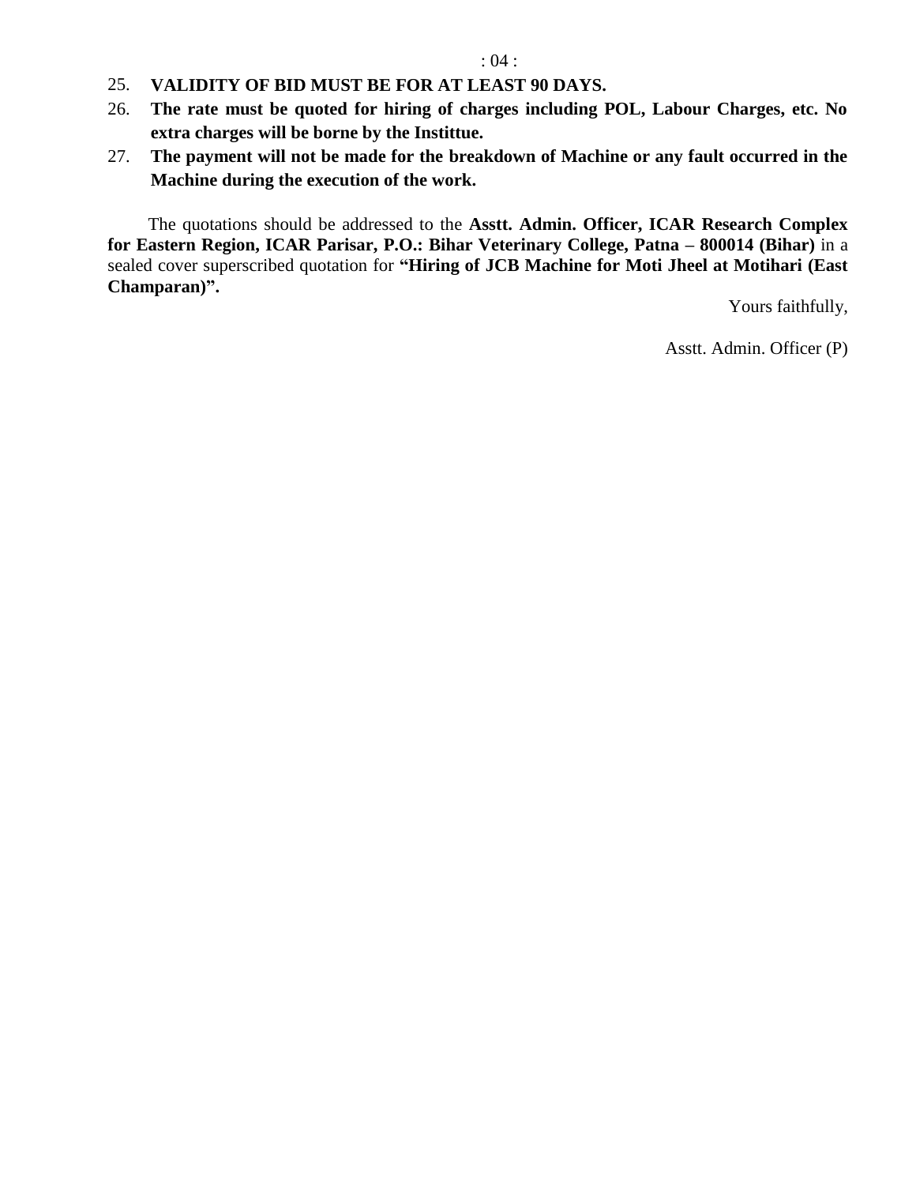25. **VALIDITY OF BID MUST BE FOR AT LEAST 90 DAYS.**
26. **The rate must be quoted for hiring of charges including POL, Labour Charges, etc. No extra charges will be borne by the Instittue.**
27. **The payment will not be made for the breakdown of Machine or any fault occurred in the Machine during the execution of the work.**

The quotations should be addressed to the **Asstt. Admin. Officer, ICAR Research Complex for Eastern Region, ICAR Parisar, P.O.: Bihar Veterinary College, Patna – 800014 (Bihar)** in a sealed cover superscribed quotation for **"Hiring of JCB Machine for Moti Jheel at Motihari (East Champaran)".**

Yours faithfully,

Asstt. Admin. Officer (P)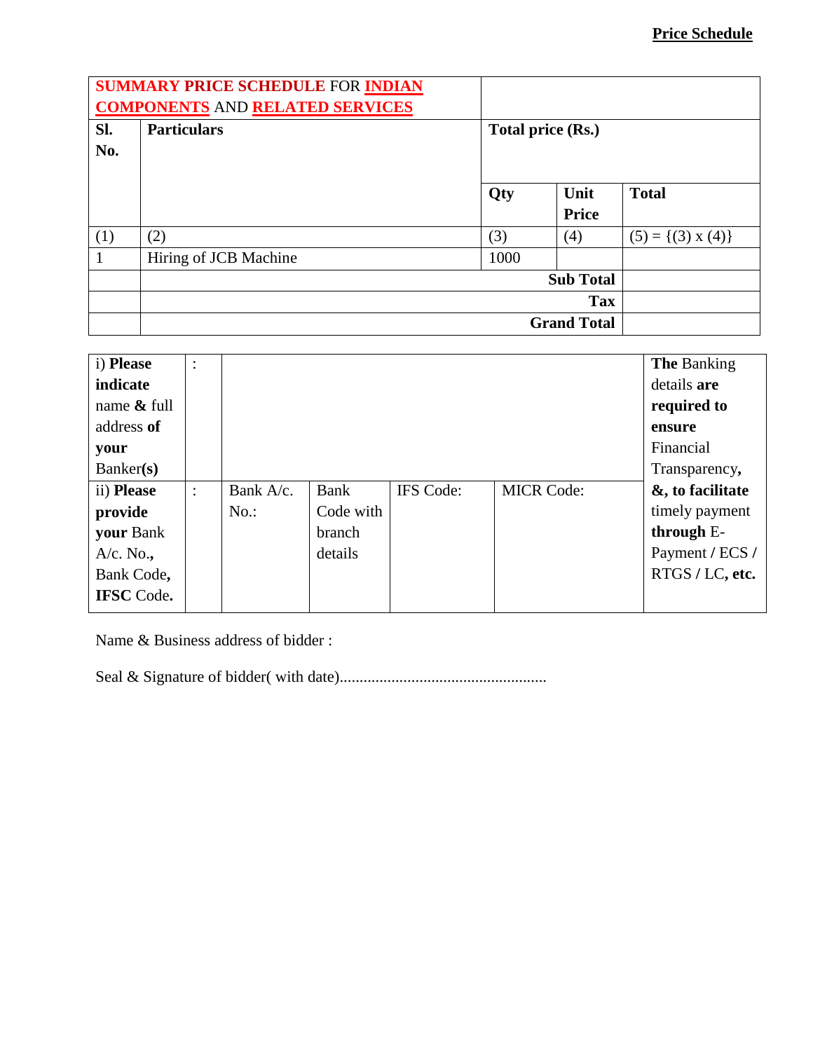**Price Schedule**

| **SUMMARY PRICE SCHEDULE** FOR **INDIAN COMPONENTS** AND **RELATED SERVICES** | | | | |
|---|---|---|---|---|
| **Sl. No.** | **Particulars** | **Total price (Rs.)** | | |
| | | **Qty** | **Unit Price** | **Total** |
| (1) | (2) | (3) | (4) | (5) = {(3) x (4)} |
| 1 | Hiring of JCB Machine | 1000 | | |
| | **Sub Total** | | | |
| | **Tax** | | | |
| | **Grand Total** | | | |

| | | | | | | |
|---|---|---|---|---|---|---|
| i) **Please indicate** name **&** full address **of your** Banker**(s)** | : | | | | | **The** Banking details **are required to ensure** Financial Transparency**, &, to facilitate** timely payment **through** E-Payment **/** ECS **/** RTGS **/** LC**, etc.** |
| ii) **Please provide your** Bank A/c. No.**,** Bank Code**, IFSC** Code**.** | : | Bank A/c. No.: | Bank Code with branch details | IFS Code: | MICR Code: | |

Name & Business address of bidder :

Seal & Signature of bidder( with date)....................................................